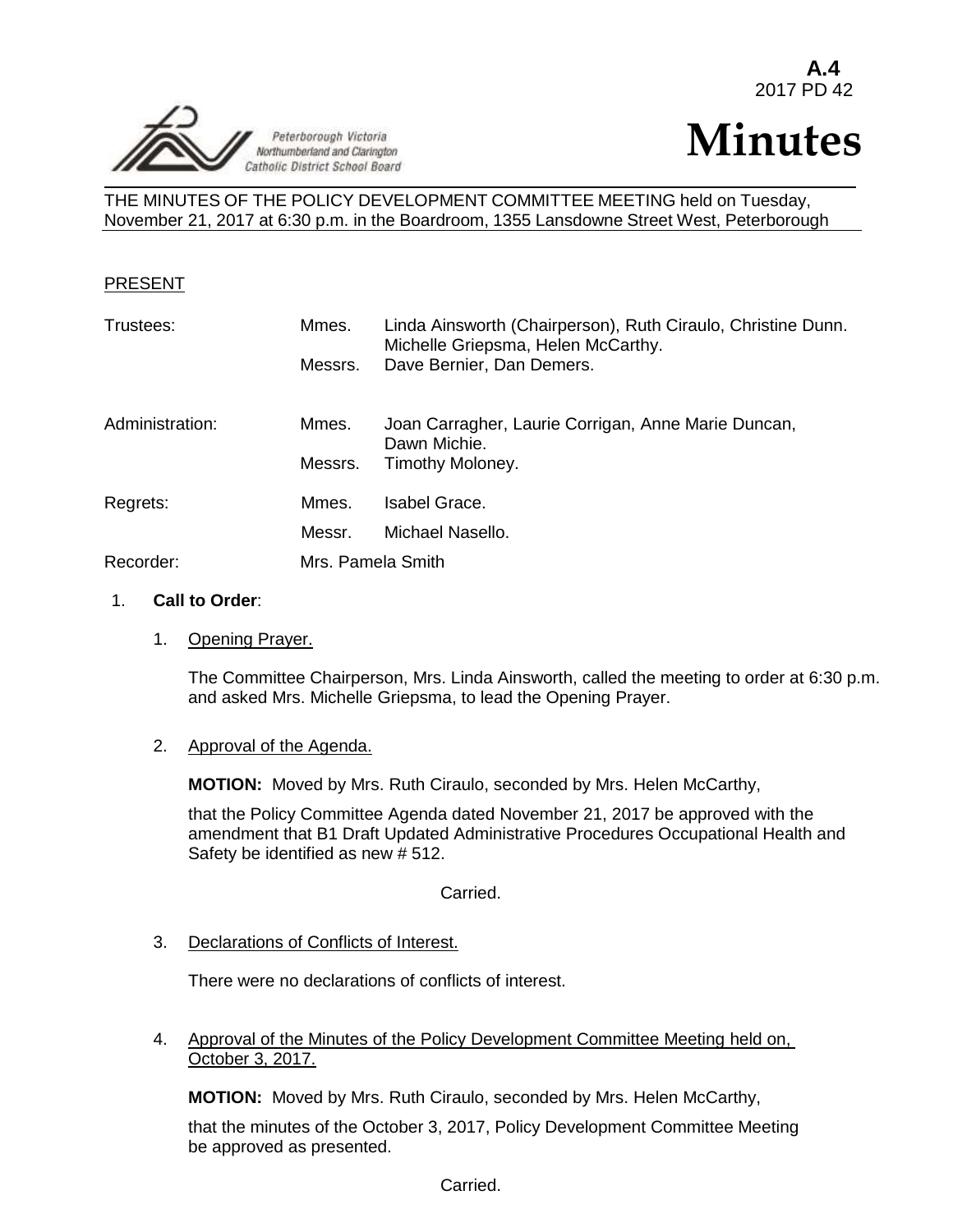A.4
2017 PD 42

Peterborough Victoria Northumberland and Clarington Catholic District School Board

# Minutes

THE MINUTES OF THE POLICY DEVELOPMENT COMMITTEE MEETING held on Tuesday, November 21, 2017 at 6:30 p.m. in the Boardroom, 1355 Lansdowne Street West, Peterborough

PRESENT

| | | |
|---|---|---|
| Trustees: | Mmes. | Linda Ainsworth (Chairperson), Ruth Ciraulo, Christine Dunn. Michelle Griepsma, Helen McCarthy. |
| | Messrs. | Dave Bernier, Dan Demers. |
| Administration: | Mmes. | Joan Carragher, Laurie Corrigan, Anne Marie Duncan, Dawn Michie. |
| | Messrs. | Timothy Moloney. |
| Regrets: | Mmes. | Isabel Grace. |
| | Messr. | Michael Nasello. |
| Recorder: | Mrs. Pamela Smith | |

1. **Call to Order**:

   1. Opening Prayer.

      The Committee Chairperson, Mrs. Linda Ainsworth, called the meeting to order at 6:30 p.m. and asked Mrs. Michelle Griepsma, to lead the Opening Prayer.

   2. Approval of the Agenda.

      **MOTION:** Moved by Mrs. Ruth Ciraulo, seconded by Mrs. Helen McCarthy,

      that the Policy Committee Agenda dated November 21, 2017 be approved with the amendment that B1 Draft Updated Administrative Procedures Occupational Health and Safety be identified as new # 512.

      Carried.

   3. Declarations of Conflicts of Interest.

      There were no declarations of conflicts of interest.

   4. Approval of the Minutes of the Policy Development Committee Meeting held on, October 3, 2017.

      **MOTION:** Moved by Mrs. Ruth Ciraulo, seconded by Mrs. Helen McCarthy,

      that the minutes of the October 3, 2017, Policy Development Committee Meeting be approved as presented.

      Carried.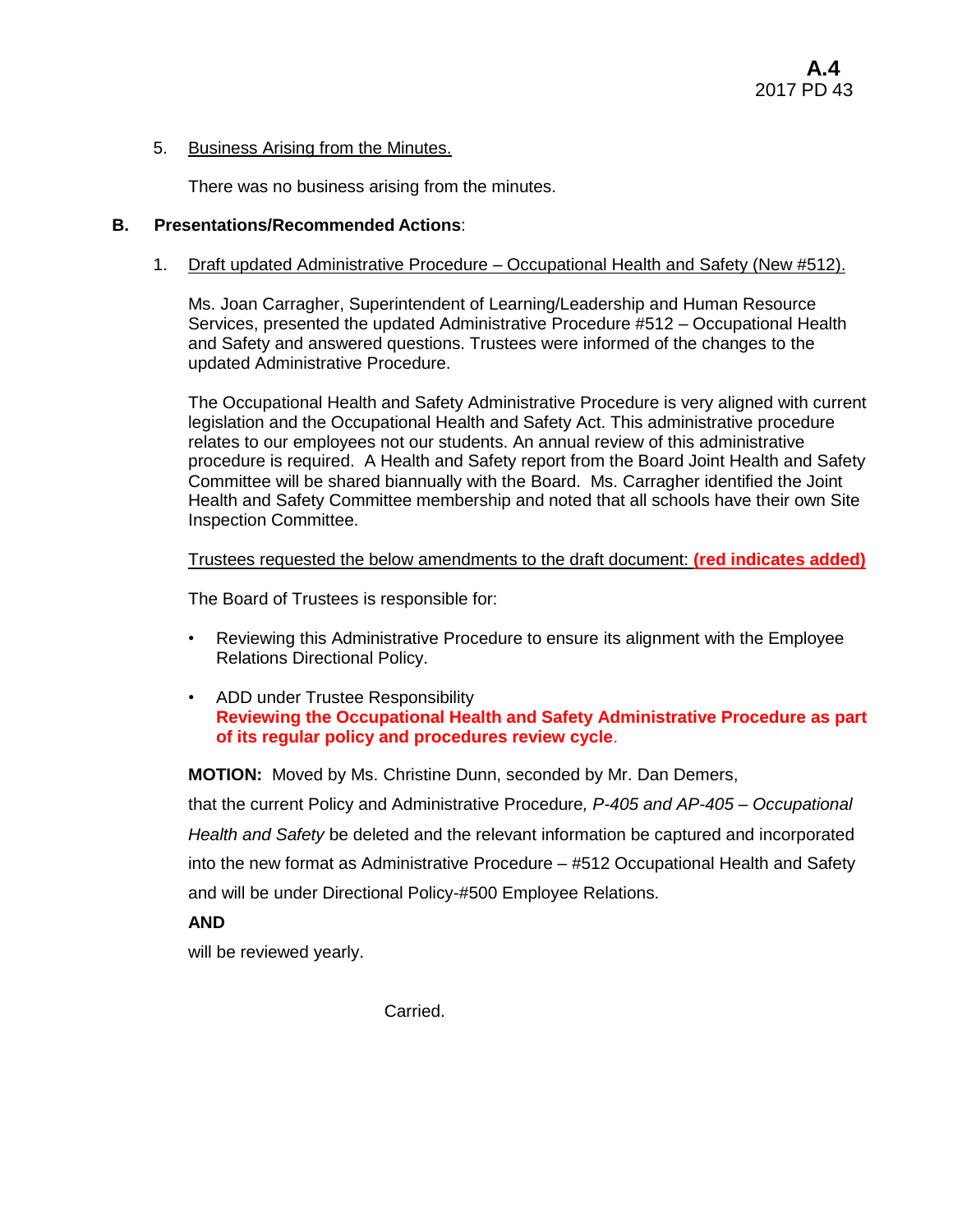5. Business Arising from the Minutes.

   There was no business arising from the minutes.

**B. Presentations/Recommended Actions**:

1. Draft updated Administrative Procedure – Occupational Health and Safety (New #512).

   Ms. Joan Carragher, Superintendent of Learning/Leadership and Human Resource Services, presented the updated Administrative Procedure #512 – Occupational Health and Safety and answered questions. Trustees were informed of the changes to the updated Administrative Procedure.

   The Occupational Health and Safety Administrative Procedure is very aligned with current legislation and the Occupational Health and Safety Act. This administrative procedure relates to our employees not our students. An annual review of this administrative procedure is required. A Health and Safety report from the Board Joint Health and Safety Committee will be shared biannually with the Board. Ms. Carragher identified the Joint Health and Safety Committee membership and noted that all schools have their own Site Inspection Committee.

   Trustees requested the below amendments to the draft document: **(red indicates added)**

   The Board of Trustees is responsible for:

   - Reviewing this Administrative Procedure to ensure its alignment with the Employee Relations Directional Policy.

   - ADD under Trustee Responsibility
     **Reviewing the Occupational Health and Safety Administrative Procedure as part of its regular policy and procedures review cycle**.

   **MOTION:** Moved by Ms. Christine Dunn, seconded by Mr. Dan Demers,

   that the current Policy and Administrative Procedure, *P-405 and AP-405 – Occupational Health and Safety* be deleted and the relevant information be captured and incorporated into the new format as Administrative Procedure – #512 Occupational Health and Safety and will be under Directional Policy-#500 Employee Relations.

   **AND**

   will be reviewed yearly.

   Carried.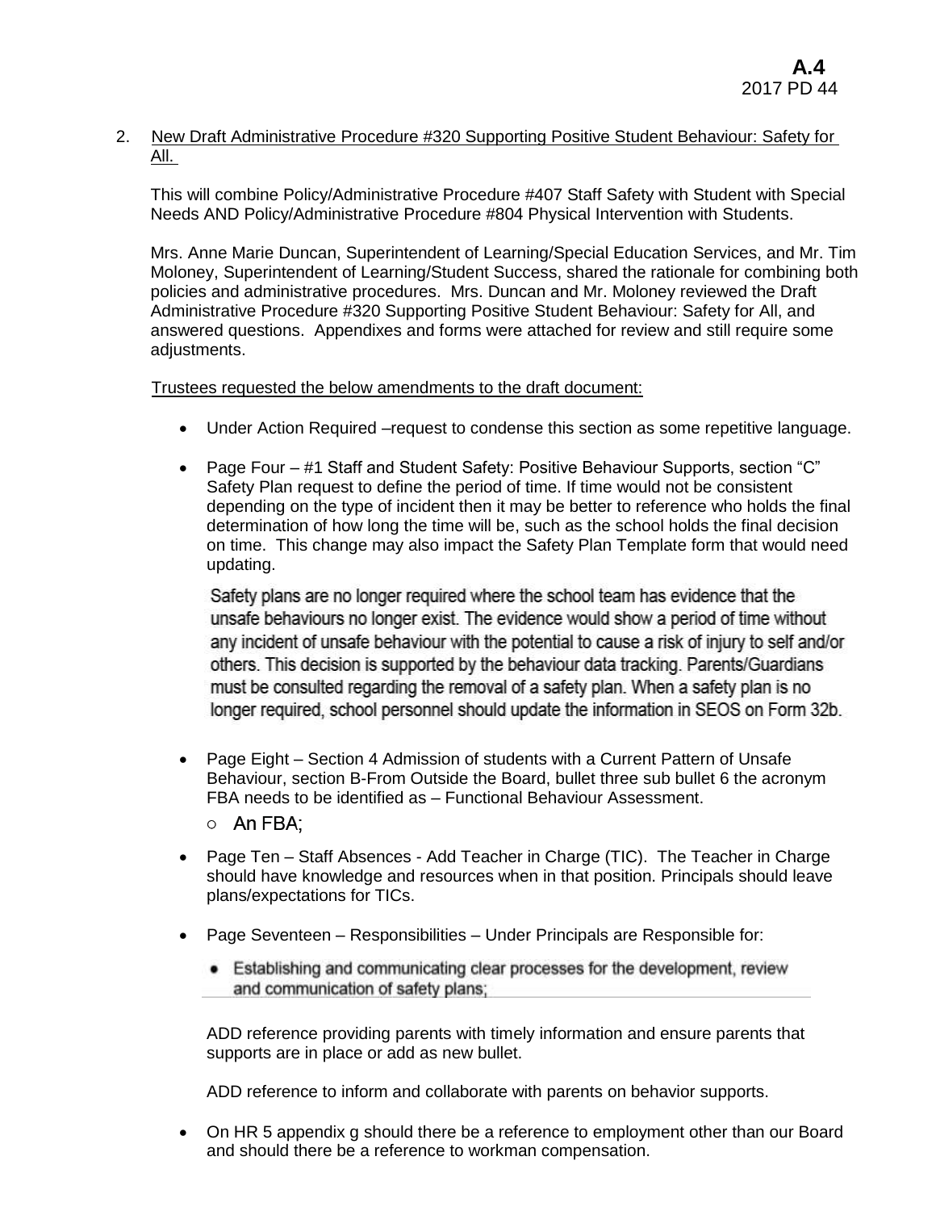2. <u>New Draft Administrative Procedure #320 Supporting Positive Student Behaviour: Safety for All.</u>

   This will combine Policy/Administrative Procedure #407 Staff Safety with Student with Special Needs AND Policy/Administrative Procedure #804 Physical Intervention with Students.

   Mrs. Anne Marie Duncan, Superintendent of Learning/Special Education Services, and Mr. Tim Moloney, Superintendent of Learning/Student Success, shared the rationale for combining both policies and administrative procedures. Mrs. Duncan and Mr. Moloney reviewed the Draft Administrative Procedure #320 Supporting Positive Student Behaviour: Safety for All, and answered questions. Appendixes and forms were attached for review and still require some adjustments.

   <u>Trustees requested the below amendments to the draft document:</u>

   - Under Action Required –request to condense this section as some repetitive language.

   - Page Four – #1 Staff and Student Safety: Positive Behaviour Supports, section "C" Safety Plan request to define the period of time. If time would not be consistent depending on the type of incident then it may be better to reference who holds the final determination of how long the time will be, such as the school holds the final decision on time. This change may also impact the Safety Plan Template form that would need updating.

     Safety plans are no longer required where the school team has evidence that the unsafe behaviours no longer exist. The evidence would show a period of time without any incident of unsafe behaviour with the potential to cause a risk of injury to self and/or others. This decision is supported by the behaviour data tracking. Parents/Guardians must be consulted regarding the removal of a safety plan. When a safety plan is no longer required, school personnel should update the information in SEOS on Form 32b.

   - Page Eight – Section 4 Admission of students with a Current Pattern of Unsafe Behaviour, section B-From Outside the Board, bullet three sub bullet 6 the acronym FBA needs to be identified as – Functional Behaviour Assessment.
     - An FBA;

   - Page Ten – Staff Absences - Add Teacher in Charge (TIC). The Teacher in Charge should have knowledge and resources when in that position. Principals should leave plans/expectations for TICs.

   - Page Seventeen – Responsibilities – Under Principals are Responsible for:
     - Establishing and communicating clear processes for the development, review and communication of safety plans;

     ADD reference providing parents with timely information and ensure parents that supports are in place or add as new bullet.

     ADD reference to inform and collaborate with parents on behavior supports.

   - On HR 5 appendix g should there be a reference to employment other than our Board and should there be a reference to workman compensation.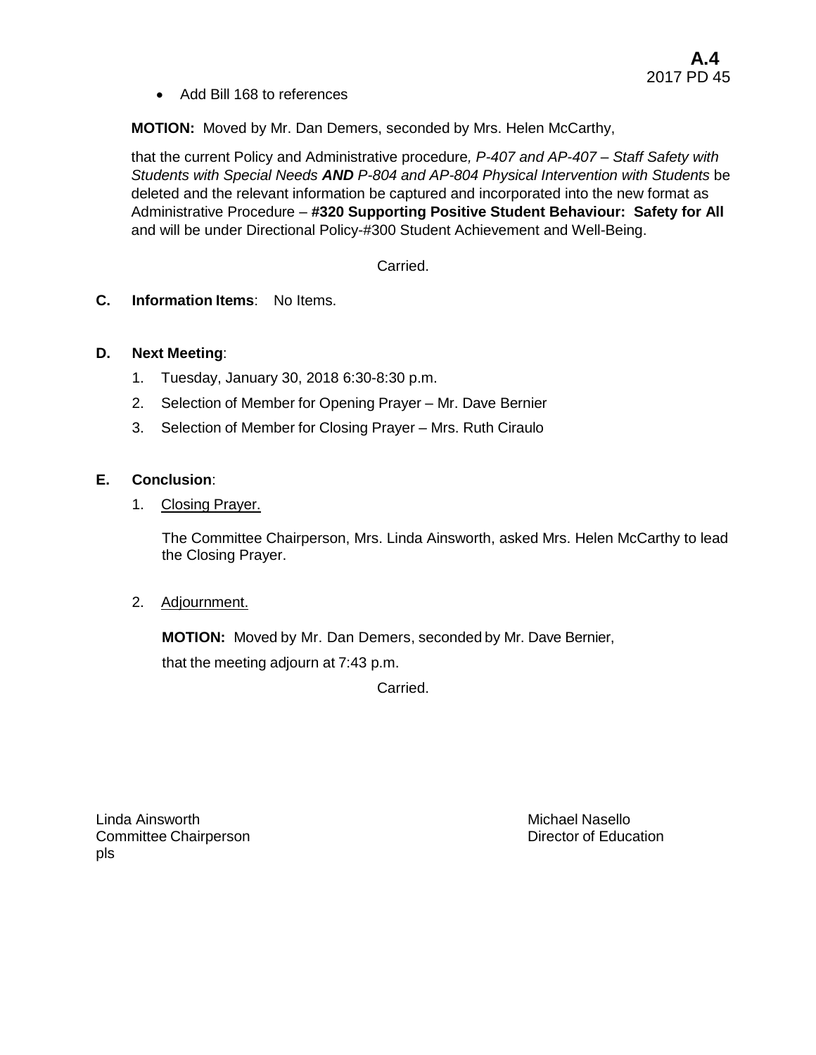- Add Bill 168 to references

**MOTION:** Moved by Mr. Dan Demers, seconded by Mrs. Helen McCarthy,

that the current Policy and Administrative procedure*, P-407 and AP-407 – Staff Safety with Students with Special Needs **AND** P-804 and AP-804 Physical Intervention with Students* be deleted and the relevant information be captured and incorporated into the new format as Administrative Procedure – **#320 Supporting Positive Student Behaviour: Safety for All** and will be under Directional Policy-#300 Student Achievement and Well-Being.

Carried.

**C. Information Items**: No Items.

**D. Next Meeting**:

1. Tuesday, January 30, 2018 6:30-8:30 p.m.
2. Selection of Member for Opening Prayer – Mr. Dave Bernier
3. Selection of Member for Closing Prayer – Mrs. Ruth Ciraulo

**E. Conclusion**:

1. Closing Prayer.

   The Committee Chairperson, Mrs. Linda Ainsworth, asked Mrs. Helen McCarthy to lead the Closing Prayer.

2. Adjournment.

   **MOTION:** Moved by Mr. Dan Demers, seconded by Mr. Dave Bernier,

   that the meeting adjourn at 7:43 p.m.

   Carried.

Linda Ainsworth
Committee Chairperson
pls

Michael Nasello
Director of Education